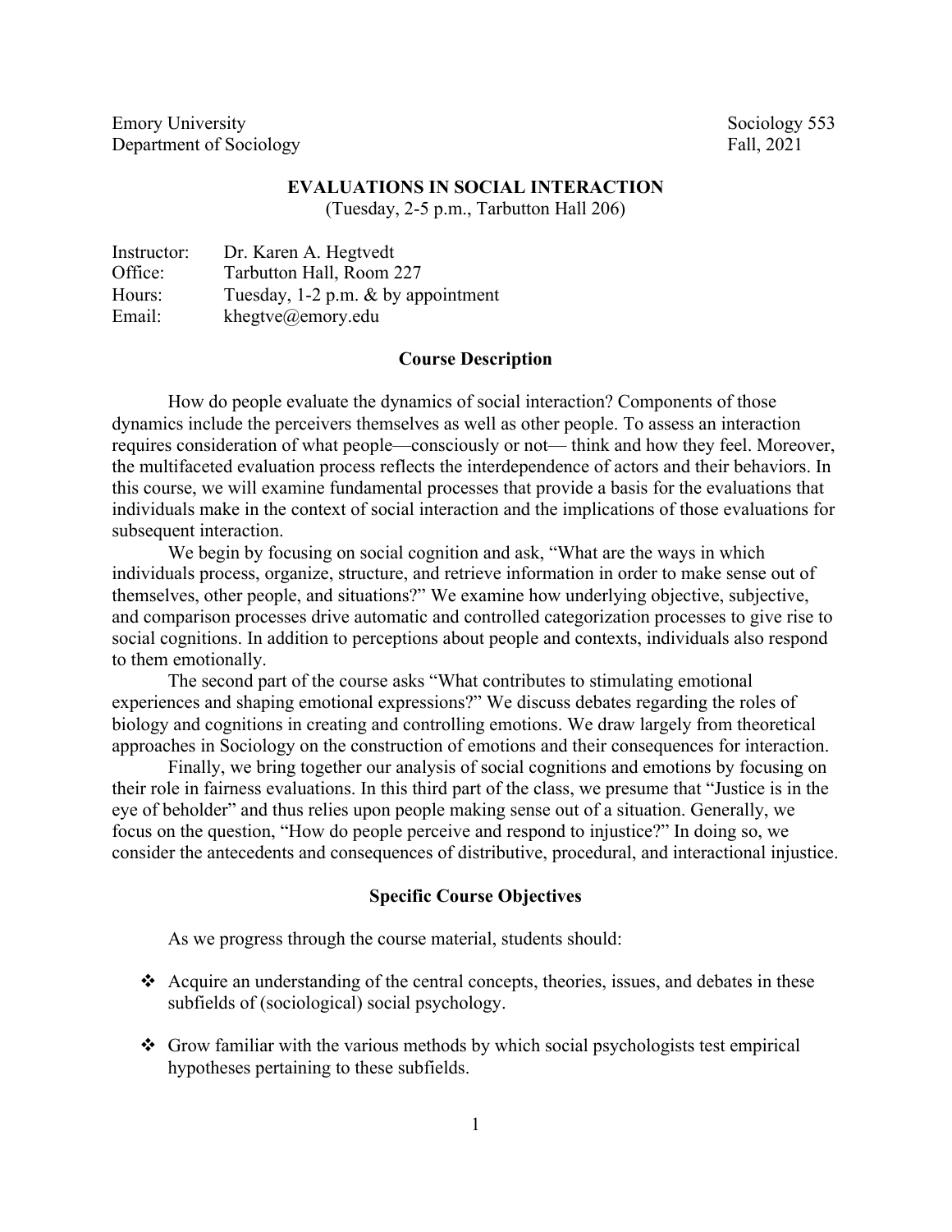Emory University  
Department of Sociology

Sociology 553  
Fall, 2021

# EVALUATIONS IN SOCIAL INTERACTION

(Tuesday, 2-5 p.m., Tarbutton Hall 206)

Instructor: Dr. Karen A. Hegtvedt  
Office: Tarbutton Hall, Room 227  
Hours: Tuesday, 1-2 p.m. & by appointment  
Email: khegtve@emory.edu

## Course Description

How do people evaluate the dynamics of social interaction? Components of those dynamics include the perceivers themselves as well as other people. To assess an interaction requires consideration of what people—consciously or not— think and how they feel. Moreover, the multifaceted evaluation process reflects the interdependence of actors and their behaviors. In this course, we will examine fundamental processes that provide a basis for the evaluations that individuals make in the context of social interaction and the implications of those evaluations for subsequent interaction.

We begin by focusing on social cognition and ask, "What are the ways in which individuals process, organize, structure, and retrieve information in order to make sense out of themselves, other people, and situations?" We examine how underlying objective, subjective, and comparison processes drive automatic and controlled categorization processes to give rise to social cognitions. In addition to perceptions about people and contexts, individuals also respond to them emotionally.

The second part of the course asks "What contributes to stimulating emotional experiences and shaping emotional expressions?" We discuss debates regarding the roles of biology and cognitions in creating and controlling emotions. We draw largely from theoretical approaches in Sociology on the construction of emotions and their consequences for interaction.

Finally, we bring together our analysis of social cognitions and emotions by focusing on their role in fairness evaluations. In this third part of the class, we presume that "Justice is in the eye of beholder" and thus relies upon people making sense out of a situation. Generally, we focus on the question, "How do people perceive and respond to injustice?" In doing so, we consider the antecedents and consequences of distributive, procedural, and interactional injustice.

## Specific Course Objectives

As we progress through the course material, students should:

- Acquire an understanding of the central concepts, theories, issues, and debates in these subfields of (sociological) social psychology.
- Grow familiar with the various methods by which social psychologists test empirical hypotheses pertaining to these subfields.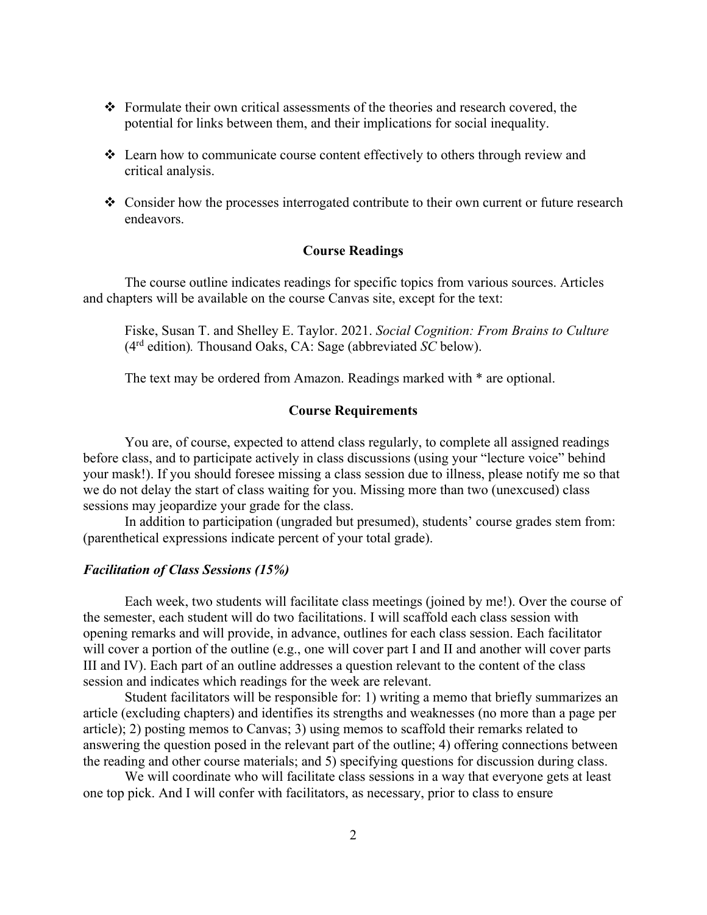- Formulate their own critical assessments of the theories and research covered, the potential for links between them, and their implications for social inequality.

- Learn how to communicate course content effectively to others through review and critical analysis.

- Consider how the processes interrogated contribute to their own current or future research endeavors.

## Course Readings

The course outline indicates readings for specific topics from various sources. Articles and chapters will be available on the course Canvas site, except for the text:

> Fiske, Susan T. and Shelley E. Taylor. 2021. *Social Cognition: From Brains to Culture* (4th edition)*.* Thousand Oaks, CA: Sage (abbreviated *SC* below).
>
> The text may be ordered from Amazon. Readings marked with * are optional.

## Course Requirements

You are, of course, expected to attend class regularly, to complete all assigned readings before class, and to participate actively in class discussions (using your "lecture voice" behind your mask!). If you should foresee missing a class session due to illness, please notify me so that we do not delay the start of class waiting for you. Missing more than two (unexcused) class sessions may jeopardize your grade for the class.

In addition to participation (ungraded but presumed), students' course grades stem from: (parenthetical expressions indicate percent of your total grade).

### *Facilitation of Class Sessions (15%)*

Each week, two students will facilitate class meetings (joined by me!). Over the course of the semester, each student will do two facilitations. I will scaffold each class session with opening remarks and will provide, in advance, outlines for each class session. Each facilitator will cover a portion of the outline (e.g., one will cover part I and II and another will cover parts III and IV). Each part of an outline addresses a question relevant to the content of the class session and indicates which readings for the week are relevant.

Student facilitators will be responsible for: 1) writing a memo that briefly summarizes an article (excluding chapters) and identifies its strengths and weaknesses (no more than a page per article); 2) posting memos to Canvas; 3) using memos to scaffold their remarks related to answering the question posed in the relevant part of the outline; 4) offering connections between the reading and other course materials; and 5) specifying questions for discussion during class.

We will coordinate who will facilitate class sessions in a way that everyone gets at least one top pick. And I will confer with facilitators, as necessary, prior to class to ensure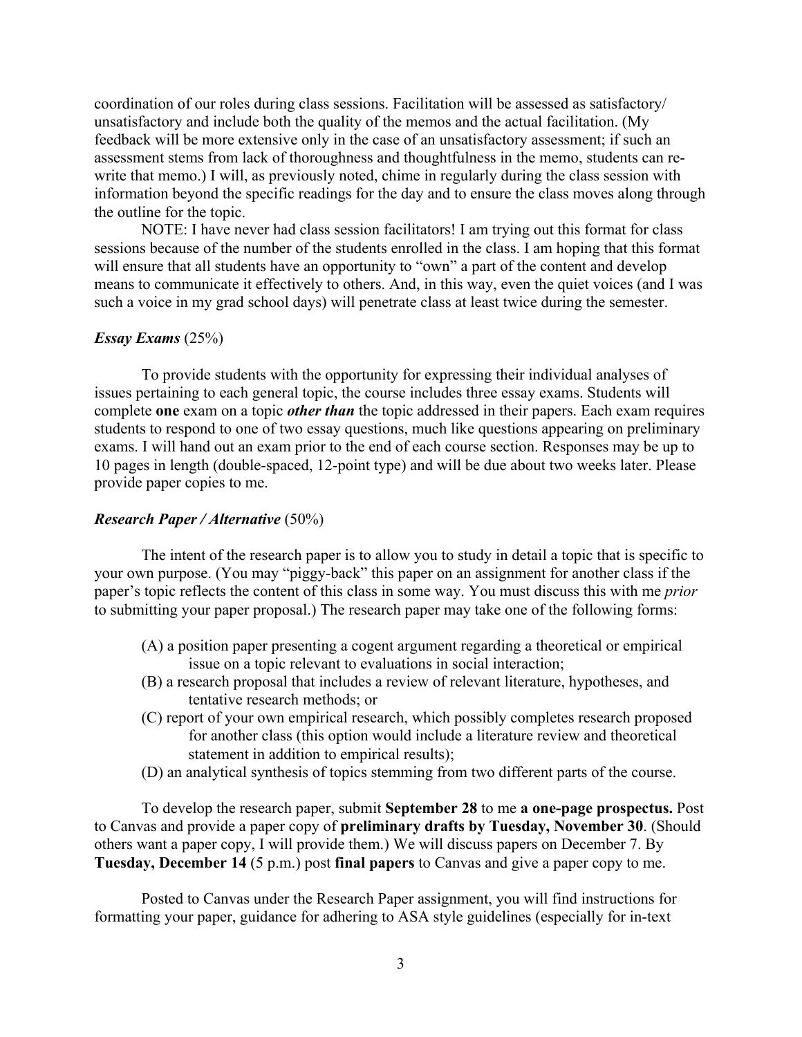coordination of our roles during class sessions. Facilitation will be assessed as satisfactory/ unsatisfactory and include both the quality of the memos and the actual facilitation. (My feedback will be more extensive only in the case of an unsatisfactory assessment; if such an assessment stems from lack of thoroughness and thoughtfulness in the memo, students can re-write that memo.) I will, as previously noted, chime in regularly during the class session with information beyond the specific readings for the day and to ensure the class moves along through the outline for the topic.

NOTE: I have never had class session facilitators! I am trying out this format for class sessions because of the number of the students enrolled in the class. I am hoping that this format will ensure that all students have an opportunity to "own" a part of the content and develop means to communicate it effectively to others. And, in this way, even the quiet voices (and I was such a voice in my grad school days) will penetrate class at least twice during the semester.

### *Essay Exams* (25%)

To provide students with the opportunity for expressing their individual analyses of issues pertaining to each general topic, the course includes three essay exams. Students will complete **one** exam on a topic ***other than*** the topic addressed in their papers. Each exam requires students to respond to one of two essay questions, much like questions appearing on preliminary exams. I will hand out an exam prior to the end of each course section. Responses may be up to 10 pages in length (double-spaced, 12-point type) and will be due about two weeks later. Please provide paper copies to me.

### *Research Paper / Alternative* (50%)

The intent of the research paper is to allow you to study in detail a topic that is specific to your own purpose. (You may "piggy-back" this paper on an assignment for another class if the paper's topic reflects the content of this class in some way. You must discuss this with me *prior* to submitting your paper proposal.) The research paper may take one of the following forms:

- (A) a position paper presenting a cogent argument regarding a theoretical or empirical issue on a topic relevant to evaluations in social interaction;
- (B) a research proposal that includes a review of relevant literature, hypotheses, and tentative research methods; or
- (C) report of your own empirical research, which possibly completes research proposed for another class (this option would include a literature review and theoretical statement in addition to empirical results);
- (D) an analytical synthesis of topics stemming from two different parts of the course.

To develop the research paper, submit **September 28** to me **a one-page prospectus.** Post to Canvas and provide a paper copy of **preliminary drafts by Tuesday, November 30**. (Should others want a paper copy, I will provide them.) We will discuss papers on December 7. By **Tuesday, December 14** (5 p.m.) post **final papers** to Canvas and give a paper copy to me.

Posted to Canvas under the Research Paper assignment, you will find instructions for formatting your paper, guidance for adhering to ASA style guidelines (especially for in-text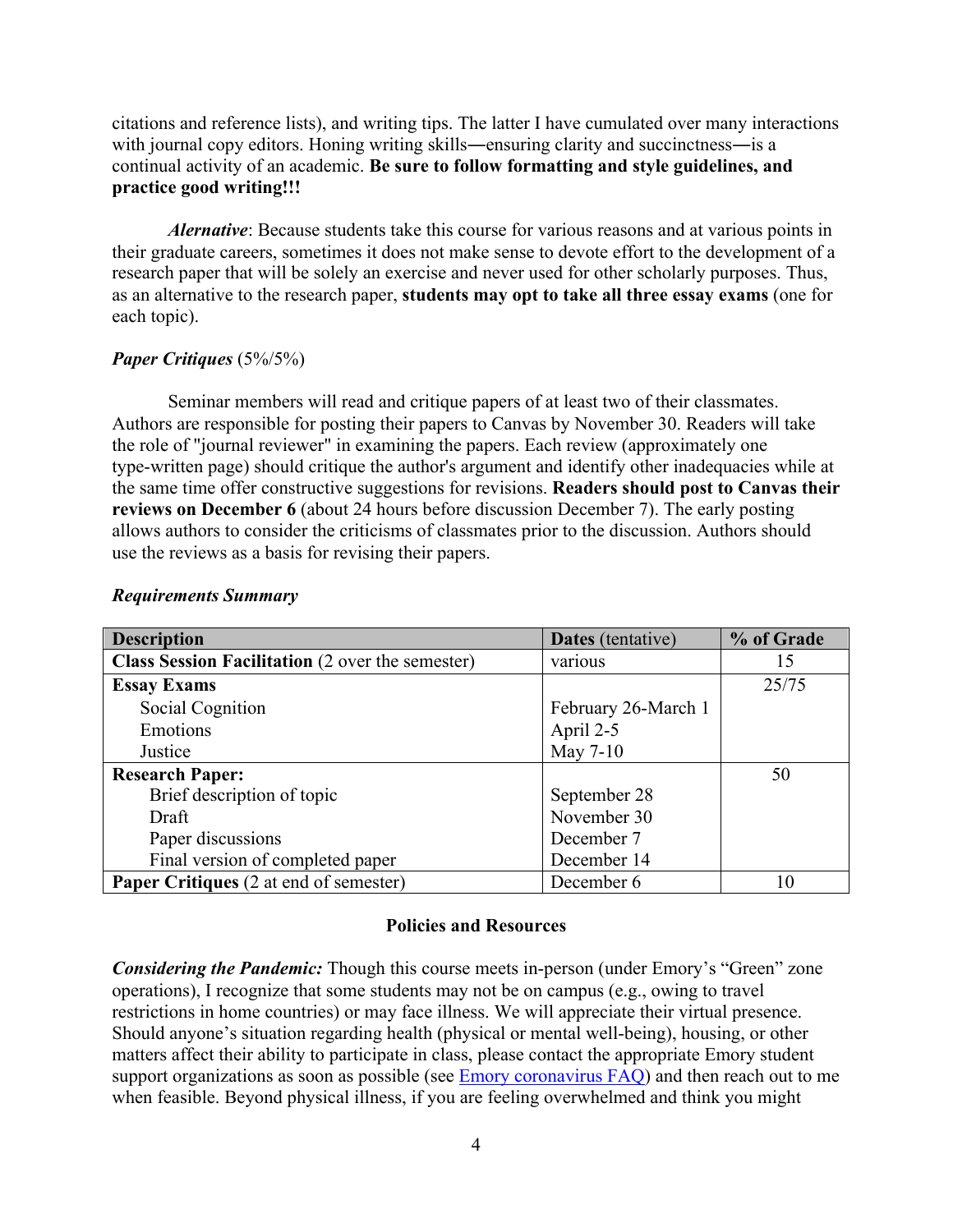citations and reference lists), and writing tips. The latter I have cumulated over many interactions with journal copy editors. Honing writing skills―ensuring clarity and succinctness―is a continual activity of an academic. **Be sure to follow formatting and style guidelines, and practice good writing!!!**

***Alernative***: Because students take this course for various reasons and at various points in their graduate careers, sometimes it does not make sense to devote effort to the development of a research paper that will be solely an exercise and never used for other scholarly purposes. Thus, as an alternative to the research paper, **students may opt to take all three essay exams** (one for each topic).

***Paper Critiques*** (5%/5%)

Seminar members will read and critique papers of at least two of their classmates. Authors are responsible for posting their papers to Canvas by November 30. Readers will take the role of "journal reviewer" in examining the papers. Each review (approximately one type-written page) should critique the author's argument and identify other inadequacies while at the same time offer constructive suggestions for revisions. **Readers should post to Canvas their reviews on December 6** (about 24 hours before discussion December 7). The early posting allows authors to consider the criticisms of classmates prior to the discussion. Authors should use the reviews as a basis for revising their papers.

***Requirements Summary***

| **Description** | **Dates** (tentative) | **% of Grade** |
|---|---|---|
| **Class Session Facilitation** (2 over the semester) | various | 15 |
| **Essay Exams** | | 25/75 |
| Social Cognition | February 26-March 1 | |
| Emotions | April 2-5 | |
| Justice | May 7-10 | |
| **Research Paper:** | | 50 |
| Brief description of topic | September 28 | |
| Draft | November 30 | |
| Paper discussions | December 7 | |
| Final version of completed paper | December 14 | |
| **Paper Critiques** (2 at end of semester) | December 6 | 10 |

## Policies and Resources

***Considering the Pandemic:*** Though this course meets in-person (under Emory's "Green" zone operations), I recognize that some students may not be on campus (e.g., owing to travel restrictions in home countries) or may face illness. We will appreciate their virtual presence. Should anyone's situation regarding health (physical or mental well-being), housing, or other matters affect their ability to participate in class, please contact the appropriate Emory student support organizations as soon as possible (see Emory coronavirus FAQ) and then reach out to me when feasible. Beyond physical illness, if you are feeling overwhelmed and think you might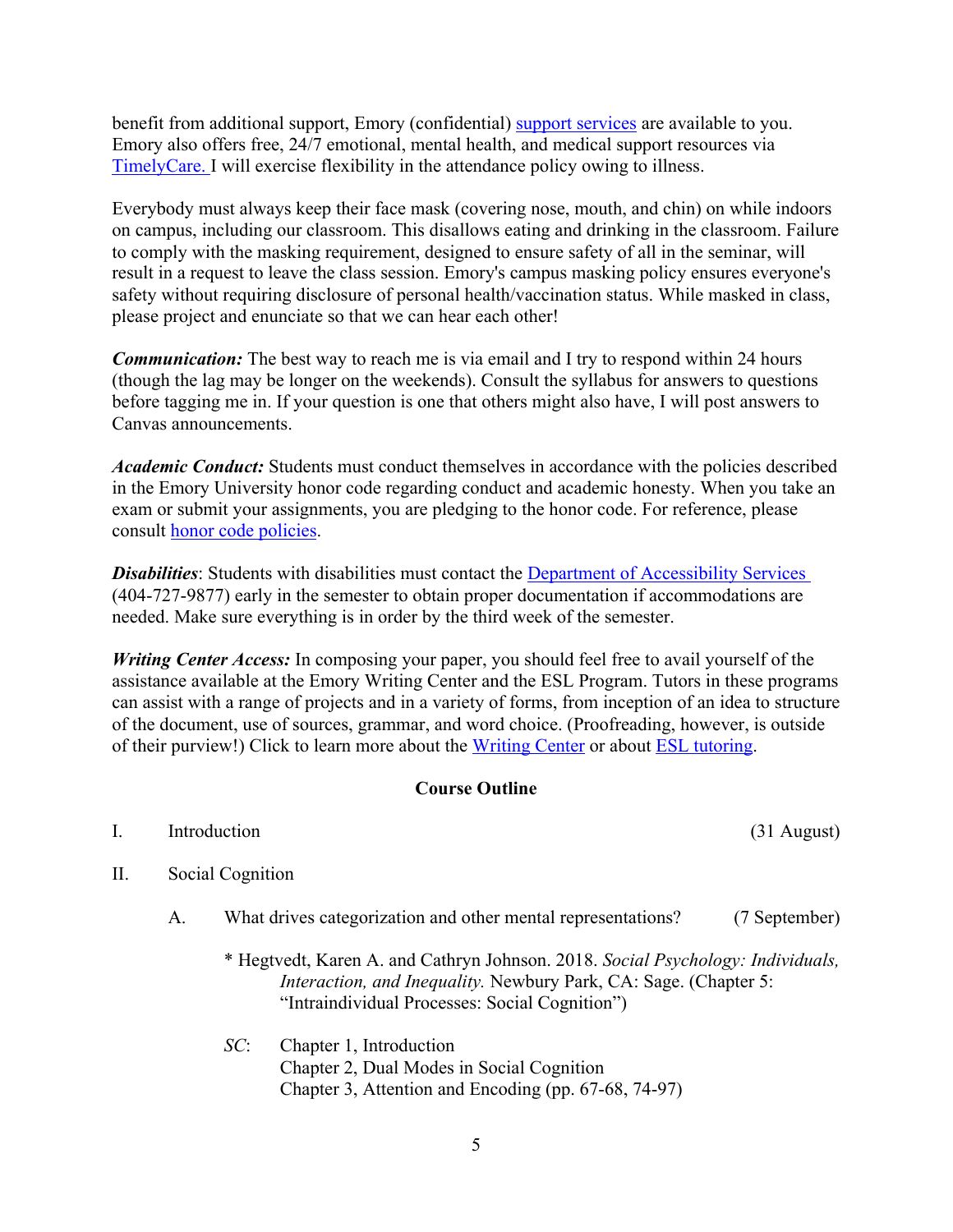benefit from additional support, Emory (confidential) support services are available to you. Emory also offers free, 24/7 emotional, mental health, and medical support resources via TimelyCare. I will exercise flexibility in the attendance policy owing to illness.

Everybody must always keep their face mask (covering nose, mouth, and chin) on while indoors on campus, including our classroom. This disallows eating and drinking in the classroom. Failure to comply with the masking requirement, designed to ensure safety of all in the seminar, will result in a request to leave the class session. Emory's campus masking policy ensures everyone's safety without requiring disclosure of personal health/vaccination status. While masked in class, please project and enunciate so that we can hear each other!

***Communication:*** The best way to reach me is via email and I try to respond within 24 hours (though the lag may be longer on the weekends). Consult the syllabus for answers to questions before tagging me in. If your question is one that others might also have, I will post answers to Canvas announcements.

***Academic Conduct:*** Students must conduct themselves in accordance with the policies described in the Emory University honor code regarding conduct and academic honesty. When you take an exam or submit your assignments, you are pledging to the honor code. For reference, please consult honor code policies.

***Disabilities***: Students with disabilities must contact the Department of Accessibility Services (404-727-9877) early in the semester to obtain proper documentation if accommodations are needed. Make sure everything is in order by the third week of the semester.

***Writing Center Access:*** In composing your paper, you should feel free to avail yourself of the assistance available at the Emory Writing Center and the ESL Program. Tutors in these programs can assist with a range of projects and in a variety of forms, from inception of an idea to structure of the document, use of sources, grammar, and word choice. (Proofreading, however, is outside of their purview!) Click to learn more about the Writing Center or about ESL tutoring.

## Course Outline

I. Introduction (31 August)

II. Social Cognition

A. What drives categorization and other mental representations? (7 September)

\* Hegtvedt, Karen A. and Cathryn Johnson. 2018. *Social Psychology: Individuals, Interaction, and Inequality.* Newbury Park, CA: Sage. (Chapter 5: "Intraindividual Processes: Social Cognition")

*SC*: Chapter 1, Introduction
Chapter 2, Dual Modes in Social Cognition
Chapter 3, Attention and Encoding (pp. 67-68, 74-97)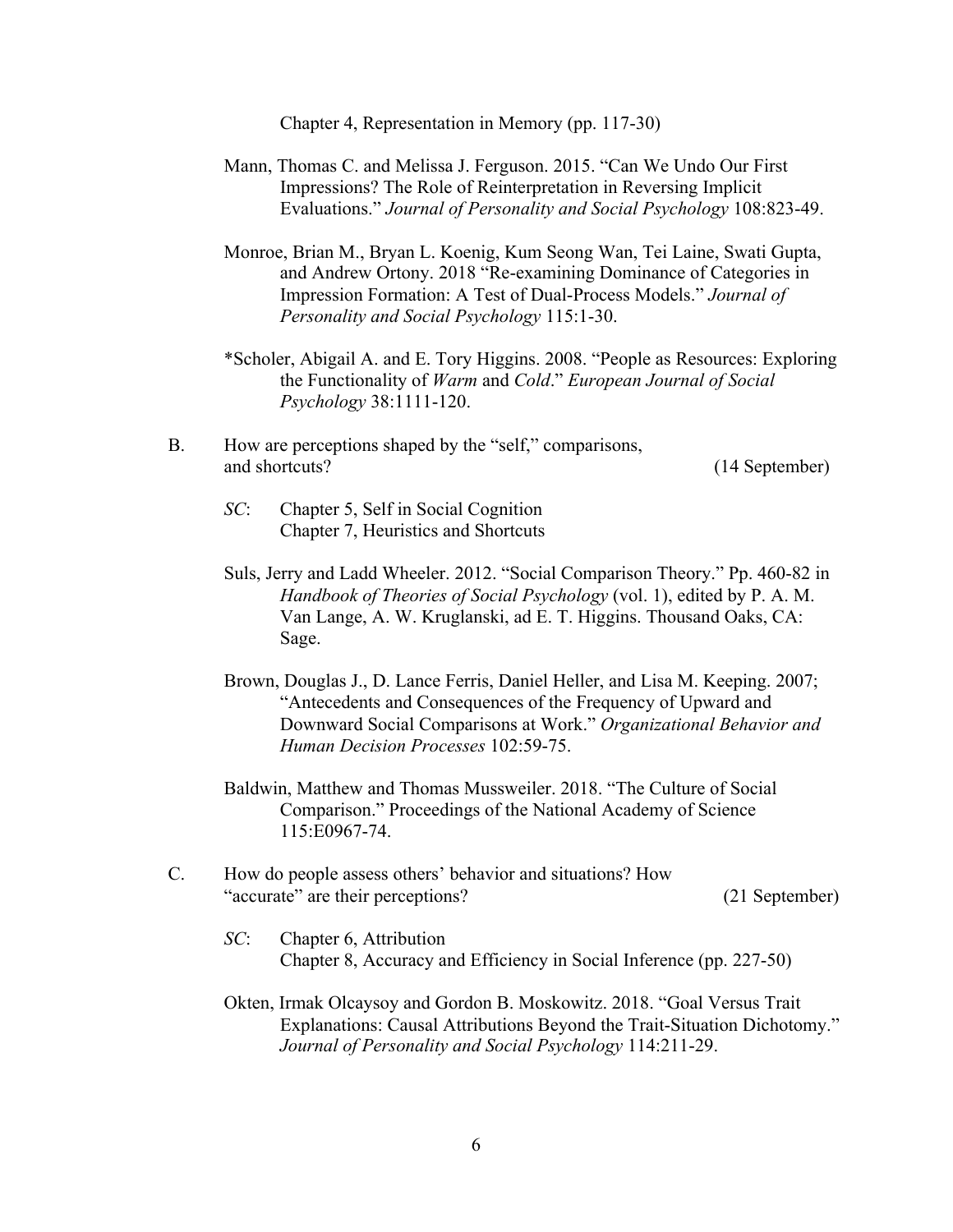Chapter 4, Representation in Memory (pp. 117-30)

Mann, Thomas C. and Melissa J. Ferguson. 2015. "Can We Undo Our First Impressions? The Role of Reinterpretation in Reversing Implicit Evaluations." *Journal of Personality and Social Psychology* 108:823-49.

Monroe, Brian M., Bryan L. Koenig, Kum Seong Wan, Tei Laine, Swati Gupta, and Andrew Ortony. 2018 "Re-examining Dominance of Categories in Impression Formation: A Test of Dual-Process Models." *Journal of Personality and Social Psychology* 115:1-30.

*Scholer, Abigail A. and E. Tory Higgins. 2008. "People as Resources: Exploring the Functionality of *Warm* and *Cold*." *European Journal of Social Psychology* 38:1111-120.

B. How are perceptions shaped by the "self," comparisons, and shortcuts? (14 September)

*SC*: Chapter 5, Self in Social Cognition
Chapter 7, Heuristics and Shortcuts

Suls, Jerry and Ladd Wheeler. 2012. "Social Comparison Theory." Pp. 460-82 in *Handbook of Theories of Social Psychology* (vol. 1), edited by P. A. M. Van Lange, A. W. Kruglanski, ad E. T. Higgins. Thousand Oaks, CA: Sage.

Brown, Douglas J., D. Lance Ferris, Daniel Heller, and Lisa M. Keeping. 2007; "Antecedents and Consequences of the Frequency of Upward and Downward Social Comparisons at Work." *Organizational Behavior and Human Decision Processes* 102:59-75.

Baldwin, Matthew and Thomas Mussweiler. 2018. "The Culture of Social Comparison." Proceedings of the National Academy of Science 115:E0967-74.

C. How do people assess others' behavior and situations? How "accurate" are their perceptions? (21 September)

*SC*: Chapter 6, Attribution
Chapter 8, Accuracy and Efficiency in Social Inference (pp. 227-50)

Okten, Irmak Olcaysoy and Gordon B. Moskowitz. 2018. "Goal Versus Trait Explanations: Causal Attributions Beyond the Trait-Situation Dichotomy." *Journal of Personality and Social Psychology* 114:211-29.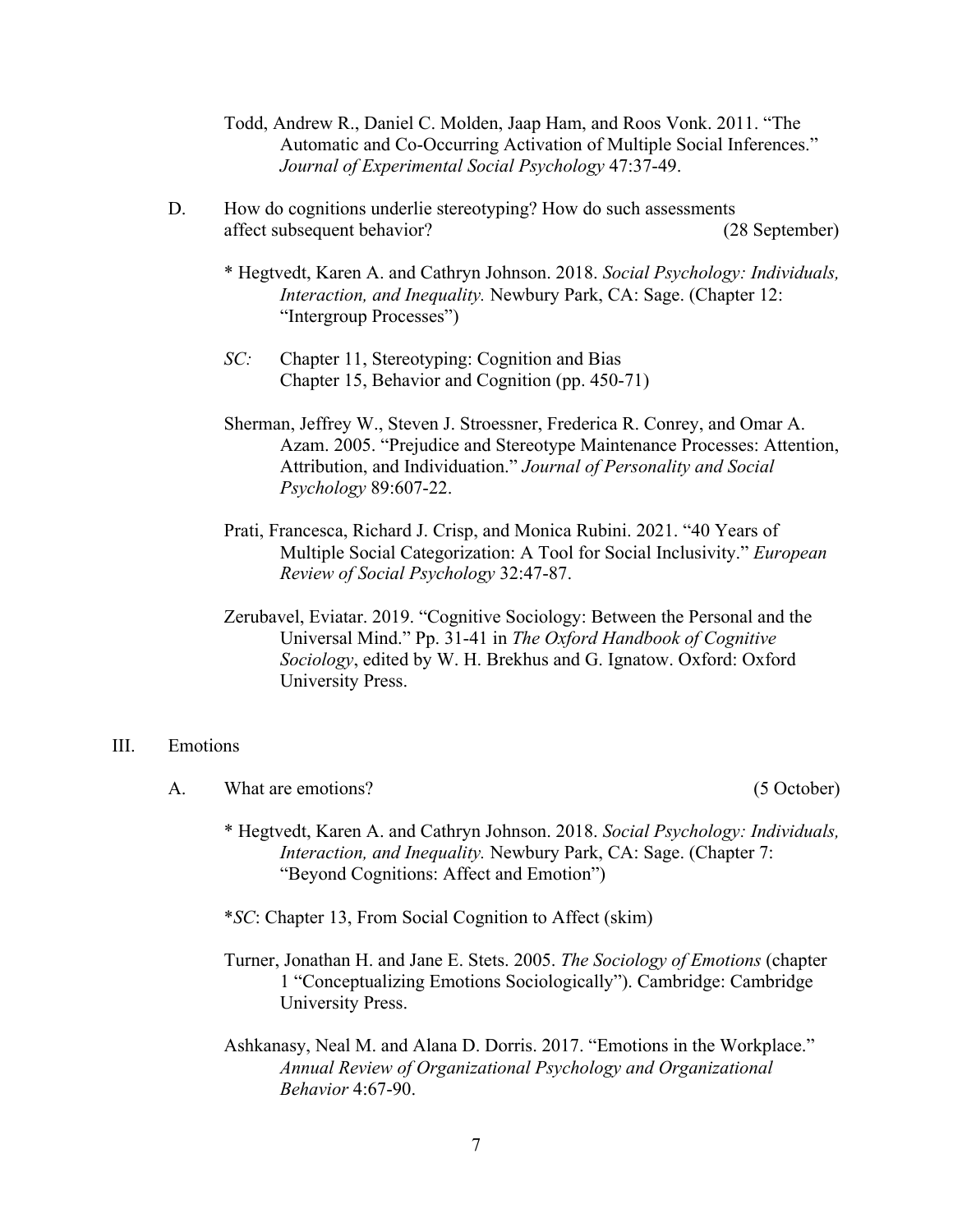Todd, Andrew R., Daniel C. Molden, Jaap Ham, and Roos Vonk. 2011. "The Automatic and Co-Occurring Activation of Multiple Social Inferences." *Journal of Experimental Social Psychology* 47:37-49.

D. How do cognitions underlie stereotyping? How do such assessments affect subsequent behavior? (28 September)

* Hegtvedt, Karen A. and Cathryn Johnson. 2018. *Social Psychology: Individuals, Interaction, and Inequality.* Newbury Park, CA: Sage. (Chapter 12: "Intergroup Processes")

*SC:* Chapter 11, Stereotyping: Cognition and Bias
Chapter 15, Behavior and Cognition (pp. 450-71)

Sherman, Jeffrey W., Steven J. Stroessner, Frederica R. Conrey, and Omar A. Azam. 2005. "Prejudice and Stereotype Maintenance Processes: Attention, Attribution, and Individuation." *Journal of Personality and Social Psychology* 89:607-22.

Prati, Francesca, Richard J. Crisp, and Monica Rubini. 2021. "40 Years of Multiple Social Categorization: A Tool for Social Inclusivity." *European Review of Social Psychology* 32:47-87.

Zerubavel, Eviatar. 2019. "Cognitive Sociology: Between the Personal and the Universal Mind." Pp. 31-41 in *The Oxford Handbook of Cognitive Sociology*, edited by W. H. Brekhus and G. Ignatow. Oxford: Oxford University Press.

## III. Emotions

A. What are emotions? (5 October)

* Hegtvedt, Karen A. and Cathryn Johnson. 2018. *Social Psychology: Individuals, Interaction, and Inequality.* Newbury Park, CA: Sage. (Chapter 7: "Beyond Cognitions: Affect and Emotion")

**SC*: Chapter 13, From Social Cognition to Affect (skim)

Turner, Jonathan H. and Jane E. Stets. 2005. *The Sociology of Emotions* (chapter 1 "Conceptualizing Emotions Sociologically"). Cambridge: Cambridge University Press.

Ashkanasy, Neal M. and Alana D. Dorris. 2017. "Emotions in the Workplace." *Annual Review of Organizational Psychology and Organizational Behavior* 4:67-90.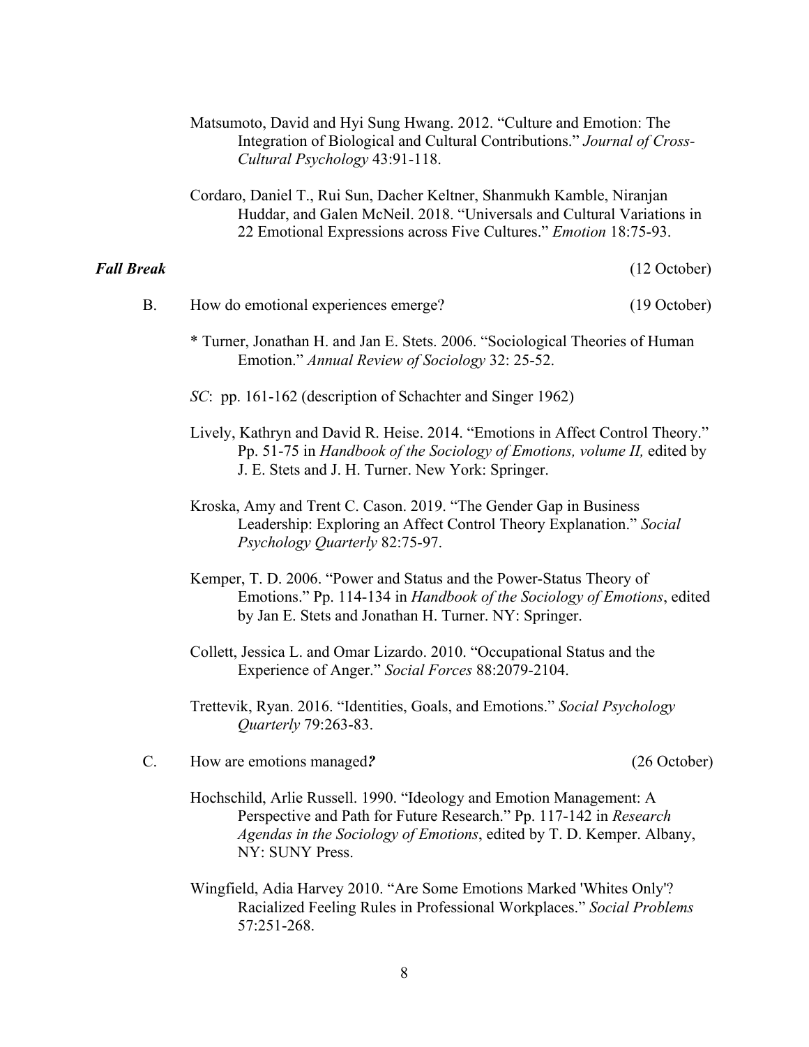Matsumoto, David and Hyi Sung Hwang. 2012. "Culture and Emotion: The Integration of Biological and Cultural Contributions." *Journal of Cross-Cultural Psychology* 43:91-118.

Cordaro, Daniel T., Rui Sun, Dacher Keltner, Shanmukh Kamble, Niranjan Huddar, and Galen McNeil. 2018. "Universals and Cultural Variations in 22 Emotional Expressions across Five Cultures." *Emotion* 18:75-93.

***Fall Break*** (12 October)

B. How do emotional experiences emerge? (19 October)

* Turner, Jonathan H. and Jan E. Stets. 2006. "Sociological Theories of Human Emotion." *Annual Review of Sociology* 32: 25-52.

*SC*: pp. 161-162 (description of Schachter and Singer 1962)

Lively, Kathryn and David R. Heise. 2014. "Emotions in Affect Control Theory." Pp. 51-75 in *Handbook of the Sociology of Emotions, volume II,* edited by J. E. Stets and J. H. Turner. New York: Springer.

Kroska, Amy and Trent C. Cason. 2019. "The Gender Gap in Business Leadership: Exploring an Affect Control Theory Explanation." *Social Psychology Quarterly* 82:75-97.

Kemper, T. D. 2006. "Power and Status and the Power-Status Theory of Emotions." Pp. 114-134 in *Handbook of the Sociology of Emotions*, edited by Jan E. Stets and Jonathan H. Turner. NY: Springer.

Collett, Jessica L. and Omar Lizardo. 2010. "Occupational Status and the Experience of Anger." *Social Forces* 88:2079-2104.

Trettevik, Ryan. 2016. "Identities, Goals, and Emotions." *Social Psychology Quarterly* 79:263-83.

C. How are emotions managed***?*** (26 October)

Hochschild, Arlie Russell. 1990. "Ideology and Emotion Management: A Perspective and Path for Future Research." Pp. 117-142 in *Research Agendas in the Sociology of Emotions*, edited by T. D. Kemper. Albany, NY: SUNY Press.

Wingfield, Adia Harvey 2010. "Are Some Emotions Marked 'Whites Only'? Racialized Feeling Rules in Professional Workplaces." *Social Problems* 57:251-268.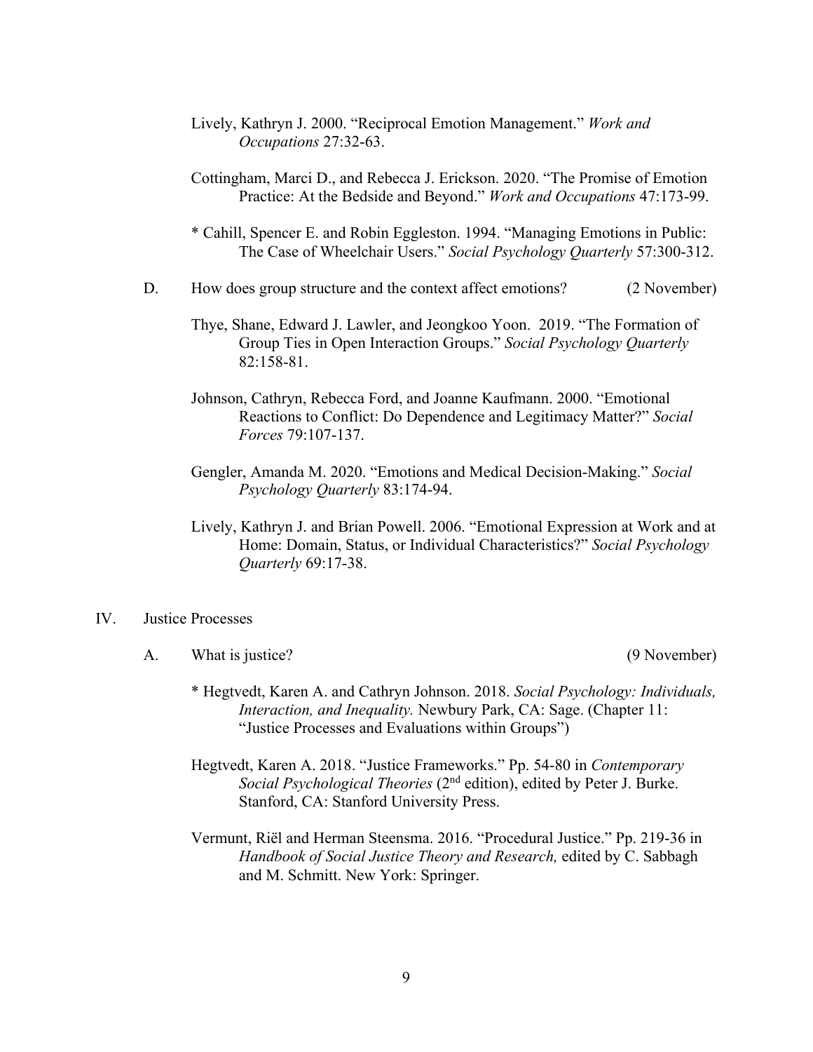Lively, Kathryn J. 2000. "Reciprocal Emotion Management." *Work and Occupations* 27:32-63.

Cottingham, Marci D., and Rebecca J. Erickson. 2020. "The Promise of Emotion Practice: At the Bedside and Beyond." *Work and Occupations* 47:173-99.

* Cahill, Spencer E. and Robin Eggleston. 1994. "Managing Emotions in Public: The Case of Wheelchair Users." *Social Psychology Quarterly* 57:300-312.

D. How does group structure and the context affect emotions? (2 November)

Thye, Shane, Edward J. Lawler, and Jeongkoo Yoon. 2019. "The Formation of Group Ties in Open Interaction Groups." *Social Psychology Quarterly* 82:158-81.

Johnson, Cathryn, Rebecca Ford, and Joanne Kaufmann. 2000. "Emotional Reactions to Conflict: Do Dependence and Legitimacy Matter?" *Social Forces* 79:107-137.

Gengler, Amanda M. 2020. "Emotions and Medical Decision-Making." *Social Psychology Quarterly* 83:174-94.

Lively, Kathryn J. and Brian Powell. 2006. "Emotional Expression at Work and at Home: Domain, Status, or Individual Characteristics?" *Social Psychology Quarterly* 69:17-38.

## IV. Justice Processes

A. What is justice? (9 November)

* Hegtvedt, Karen A. and Cathryn Johnson. 2018. *Social Psychology: Individuals, Interaction, and Inequality.* Newbury Park, CA: Sage. (Chapter 11: "Justice Processes and Evaluations within Groups")

Hegtvedt, Karen A. 2018. "Justice Frameworks." Pp. 54-80 in *Contemporary Social Psychological Theories* (2nd edition), edited by Peter J. Burke. Stanford, CA: Stanford University Press.

Vermunt, Riël and Herman Steensma. 2016. "Procedural Justice." Pp. 219-36 in *Handbook of Social Justice Theory and Research,* edited by C. Sabbagh and M. Schmitt. New York: Springer.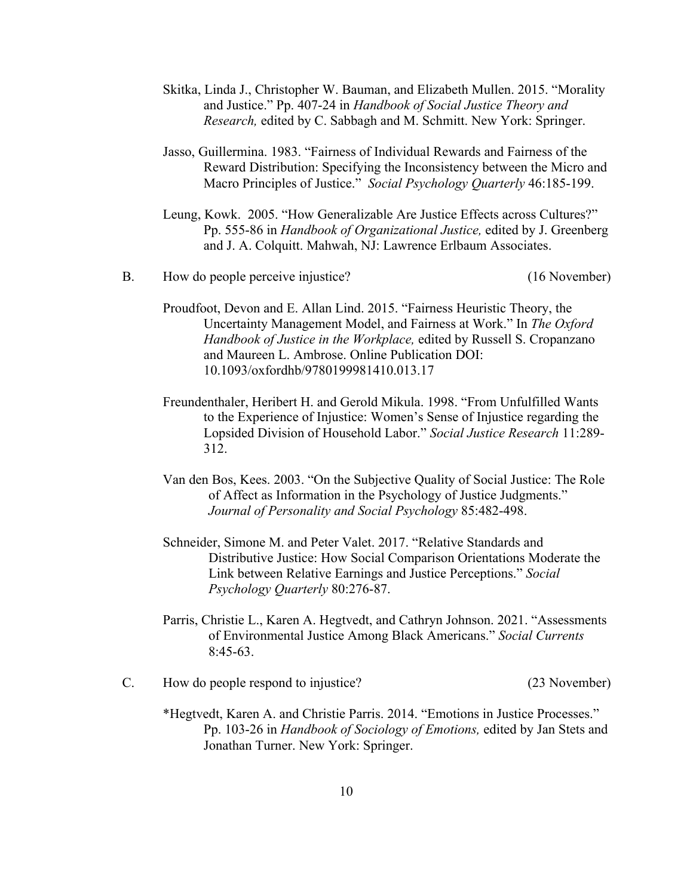Skitka, Linda J., Christopher W. Bauman, and Elizabeth Mullen. 2015. "Morality and Justice." Pp. 407-24 in *Handbook of Social Justice Theory and Research,* edited by C. Sabbagh and M. Schmitt. New York: Springer.

Jasso, Guillermina. 1983. "Fairness of Individual Rewards and Fairness of the Reward Distribution: Specifying the Inconsistency between the Micro and Macro Principles of Justice." *Social Psychology Quarterly* 46:185-199.

Leung, Kowk. 2005. "How Generalizable Are Justice Effects across Cultures?" Pp. 555-86 in *Handbook of Organizational Justice,* edited by J. Greenberg and J. A. Colquitt. Mahwah, NJ: Lawrence Erlbaum Associates.

B. How do people perceive injustice? (16 November)

Proudfoot, Devon and E. Allan Lind. 2015. "Fairness Heuristic Theory, the Uncertainty Management Model, and Fairness at Work." In *The Oxford Handbook of Justice in the Workplace,* edited by Russell S. Cropanzano and Maureen L. Ambrose. Online Publication DOI: 10.1093/oxfordhb/9780199981410.013.17

Freundenthaler, Heribert H. and Gerold Mikula. 1998. "From Unfulfilled Wants to the Experience of Injustice: Women's Sense of Injustice regarding the Lopsided Division of Household Labor." *Social Justice Research* 11:289-312.

Van den Bos, Kees. 2003. "On the Subjective Quality of Social Justice: The Role of Affect as Information in the Psychology of Justice Judgments." *Journal of Personality and Social Psychology* 85:482-498.

Schneider, Simone M. and Peter Valet. 2017. "Relative Standards and Distributive Justice: How Social Comparison Orientations Moderate the Link between Relative Earnings and Justice Perceptions." *Social Psychology Quarterly* 80:276-87.

Parris, Christie L., Karen A. Hegtvedt, and Cathryn Johnson. 2021. "Assessments of Environmental Justice Among Black Americans." *Social Currents* 8:45-63.

C. How do people respond to injustice? (23 November)

*Hegtvedt, Karen A. and Christie Parris. 2014. "Emotions in Justice Processes." Pp. 103-26 in *Handbook of Sociology of Emotions,* edited by Jan Stets and Jonathan Turner. New York: Springer.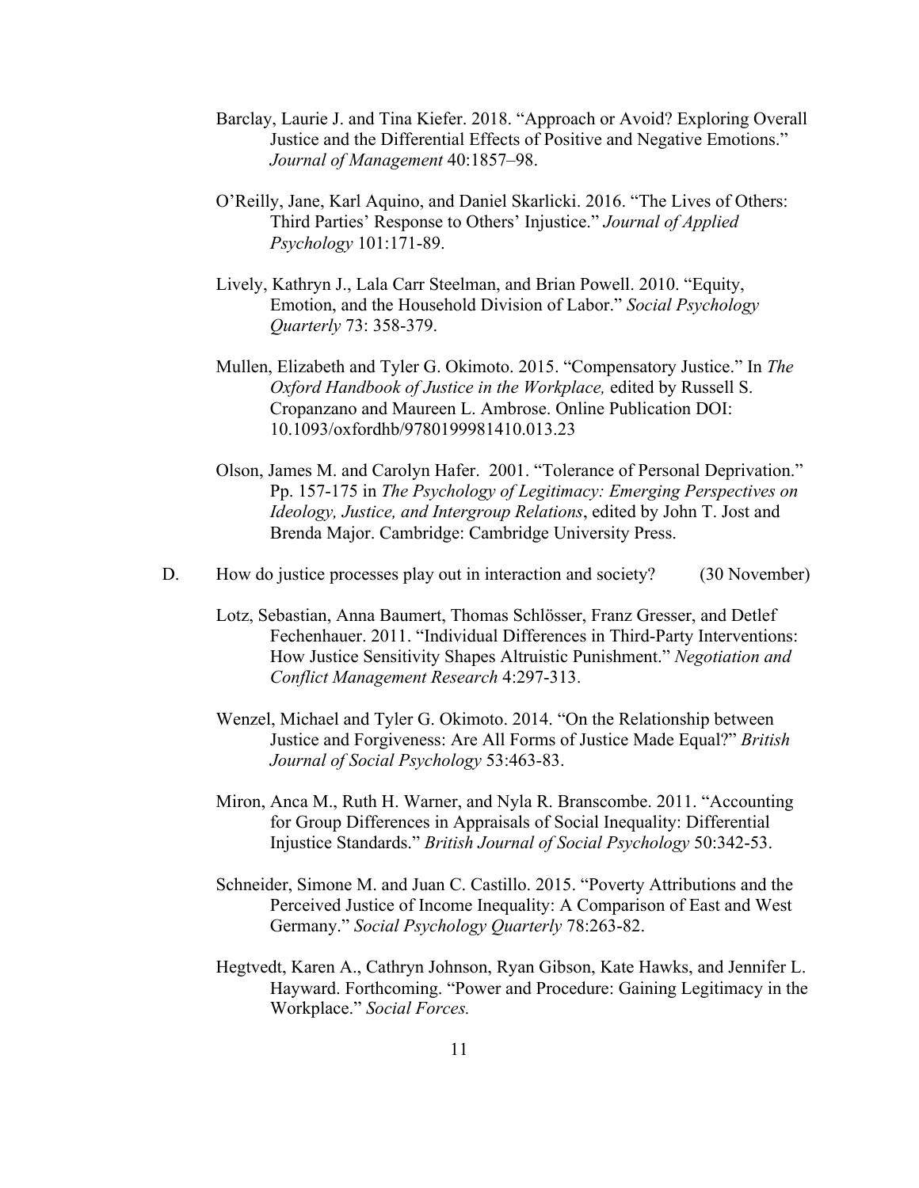Barclay, Laurie J. and Tina Kiefer. 2018. "Approach or Avoid? Exploring Overall Justice and the Differential Effects of Positive and Negative Emotions." *Journal of Management* 40:1857–98.

O'Reilly, Jane, Karl Aquino, and Daniel Skarlicki. 2016. "The Lives of Others: Third Parties' Response to Others' Injustice." *Journal of Applied Psychology* 101:171-89.

Lively, Kathryn J., Lala Carr Steelman, and Brian Powell. 2010. "Equity, Emotion, and the Household Division of Labor." *Social Psychology Quarterly* 73: 358-379.

Mullen, Elizabeth and Tyler G. Okimoto. 2015. "Compensatory Justice." In *The Oxford Handbook of Justice in the Workplace,* edited by Russell S. Cropanzano and Maureen L. Ambrose. Online Publication DOI: 10.1093/oxfordhb/9780199981410.013.23

Olson, James M. and Carolyn Hafer. 2001. "Tolerance of Personal Deprivation." Pp. 157-175 in *The Psychology of Legitimacy: Emerging Perspectives on Ideology, Justice, and Intergroup Relations*, edited by John T. Jost and Brenda Major. Cambridge: Cambridge University Press.

D. How do justice processes play out in interaction and society? (30 November)

Lotz, Sebastian, Anna Baumert, Thomas Schlösser, Franz Gresser, and Detlef Fechenhauer. 2011. "Individual Differences in Third-Party Interventions: How Justice Sensitivity Shapes Altruistic Punishment." *Negotiation and Conflict Management Research* 4:297-313.

Wenzel, Michael and Tyler G. Okimoto. 2014. "On the Relationship between Justice and Forgiveness: Are All Forms of Justice Made Equal?" *British Journal of Social Psychology* 53:463-83.

Miron, Anca M., Ruth H. Warner, and Nyla R. Branscombe. 2011. "Accounting for Group Differences in Appraisals of Social Inequality: Differential Injustice Standards." *British Journal of Social Psychology* 50:342-53.

Schneider, Simone M. and Juan C. Castillo. 2015. "Poverty Attributions and the Perceived Justice of Income Inequality: A Comparison of East and West Germany." *Social Psychology Quarterly* 78:263-82.

Hegtvedt, Karen A., Cathryn Johnson, Ryan Gibson, Kate Hawks, and Jennifer L. Hayward. Forthcoming. "Power and Procedure: Gaining Legitimacy in the Workplace." *Social Forces.*